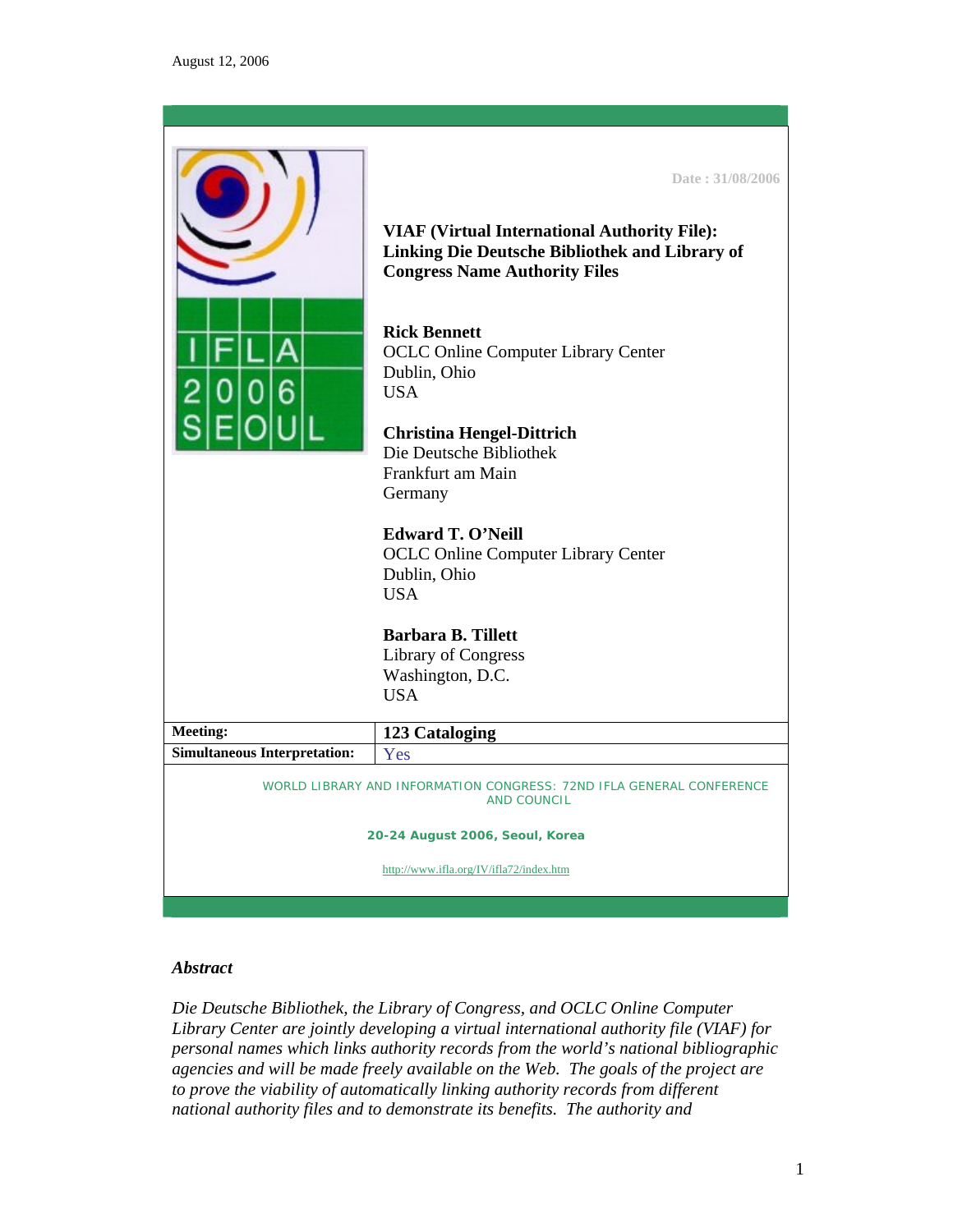August 12, 2006

Date : 31/08/2006

# VIAF (Virtual International Authority File): Linking Die Deutsche Bibliothek and Library of Congress Name Authority Files

**Rick Bennett**
OCLC Online Computer Library Center
Dublin, Ohio
USA

**Christina Hengel-Dittrich**
Die Deutsche Bibliothek
Frankfurt am Main
Germany

**Edward T. O'Neill**
OCLC Online Computer Library Center
Dublin, Ohio
USA

**Barbara B. Tillett**
Library of Congress
Washington, D.C.
USA

| | |
|---|---|
| **Meeting:** | **123 Cataloging** |
| **Simultaneous Interpretation:** | Yes |

WORLD LIBRARY AND INFORMATION CONGRESS: 72ND IFLA GENERAL CONFERENCE AND COUNCIL

**20-24 August 2006, Seoul, Korea**

http://www.ifla.org/IV/ifla72/index.htm

## *Abstract*

*Die Deutsche Bibliothek, the Library of Congress, and OCLC Online Computer Library Center are jointly developing a virtual international authority file (VIAF) for personal names which links authority records from the world's national bibliographic agencies and will be made freely available on the Web. The goals of the project are to prove the viability of automatically linking authority records from different national authority files and to demonstrate its benefits. The authority and*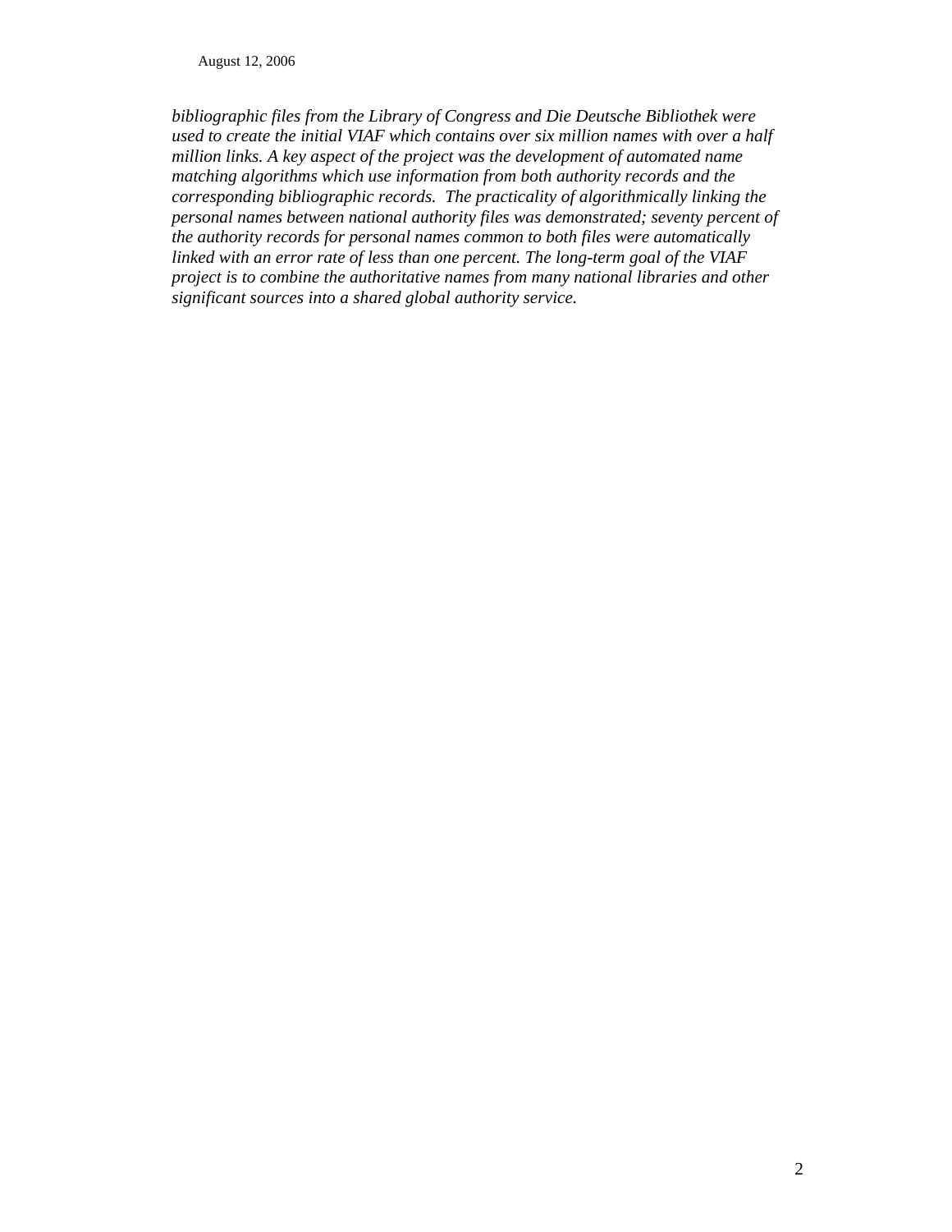*bibliographic files from the Library of Congress and Die Deutsche Bibliothek were used to create the initial VIAF which contains over six million names with over a half million links. A key aspect of the project was the development of automated name matching algorithms which use information from both authority records and the corresponding bibliographic records. The practicality of algorithmically linking the personal names between national authority files was demonstrated; seventy percent of the authority records for personal names common to both files were automatically linked with an error rate of less than one percent. The long-term goal of the VIAF project is to combine the authoritative names from many national libraries and other significant sources into a shared global authority service.*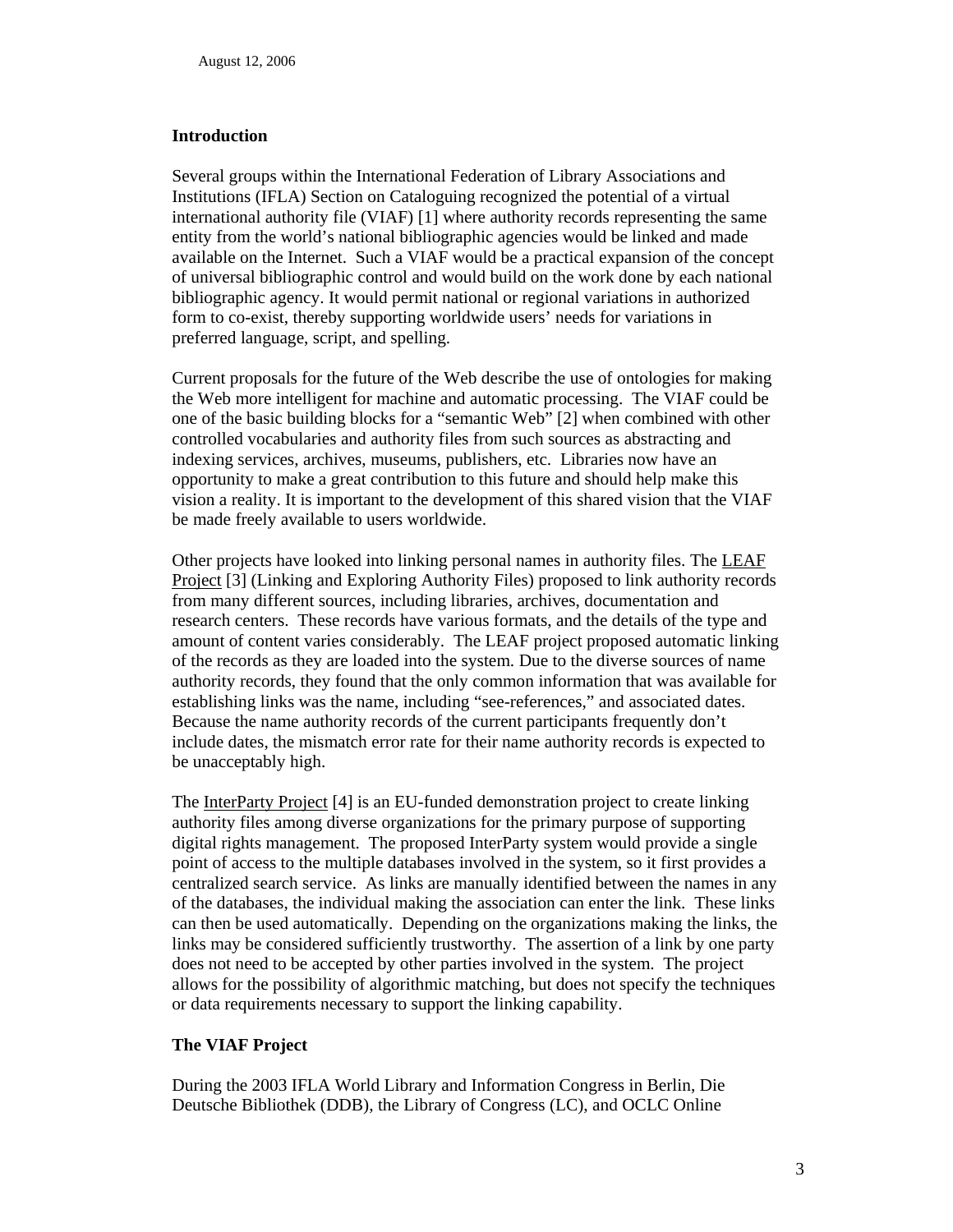## Introduction

Several groups within the International Federation of Library Associations and Institutions (IFLA) Section on Cataloguing recognized the potential of a virtual international authority file (VIAF) [1] where authority records representing the same entity from the world's national bibliographic agencies would be linked and made available on the Internet. Such a VIAF would be a practical expansion of the concept of universal bibliographic control and would build on the work done by each national bibliographic agency. It would permit national or regional variations in authorized form to co-exist, thereby supporting worldwide users' needs for variations in preferred language, script, and spelling.

Current proposals for the future of the Web describe the use of ontologies for making the Web more intelligent for machine and automatic processing. The VIAF could be one of the basic building blocks for a "semantic Web" [2] when combined with other controlled vocabularies and authority files from such sources as abstracting and indexing services, archives, museums, publishers, etc. Libraries now have an opportunity to make a great contribution to this future and should help make this vision a reality. It is important to the development of this shared vision that the VIAF be made freely available to users worldwide.

Other projects have looked into linking personal names in authority files. The LEAF Project [3] (Linking and Exploring Authority Files) proposed to link authority records from many different sources, including libraries, archives, documentation and research centers. These records have various formats, and the details of the type and amount of content varies considerably. The LEAF project proposed automatic linking of the records as they are loaded into the system. Due to the diverse sources of name authority records, they found that the only common information that was available for establishing links was the name, including "see-references," and associated dates. Because the name authority records of the current participants frequently don't include dates, the mismatch error rate for their name authority records is expected to be unacceptably high.

The InterParty Project [4] is an EU-funded demonstration project to create linking authority files among diverse organizations for the primary purpose of supporting digital rights management. The proposed InterParty system would provide a single point of access to the multiple databases involved in the system, so it first provides a centralized search service. As links are manually identified between the names in any of the databases, the individual making the association can enter the link. These links can then be used automatically. Depending on the organizations making the links, the links may be considered sufficiently trustworthy. The assertion of a link by one party does not need to be accepted by other parties involved in the system. The project allows for the possibility of algorithmic matching, but does not specify the techniques or data requirements necessary to support the linking capability.

## The VIAF Project

During the 2003 IFLA World Library and Information Congress in Berlin, Die Deutsche Bibliothek (DDB), the Library of Congress (LC), and OCLC Online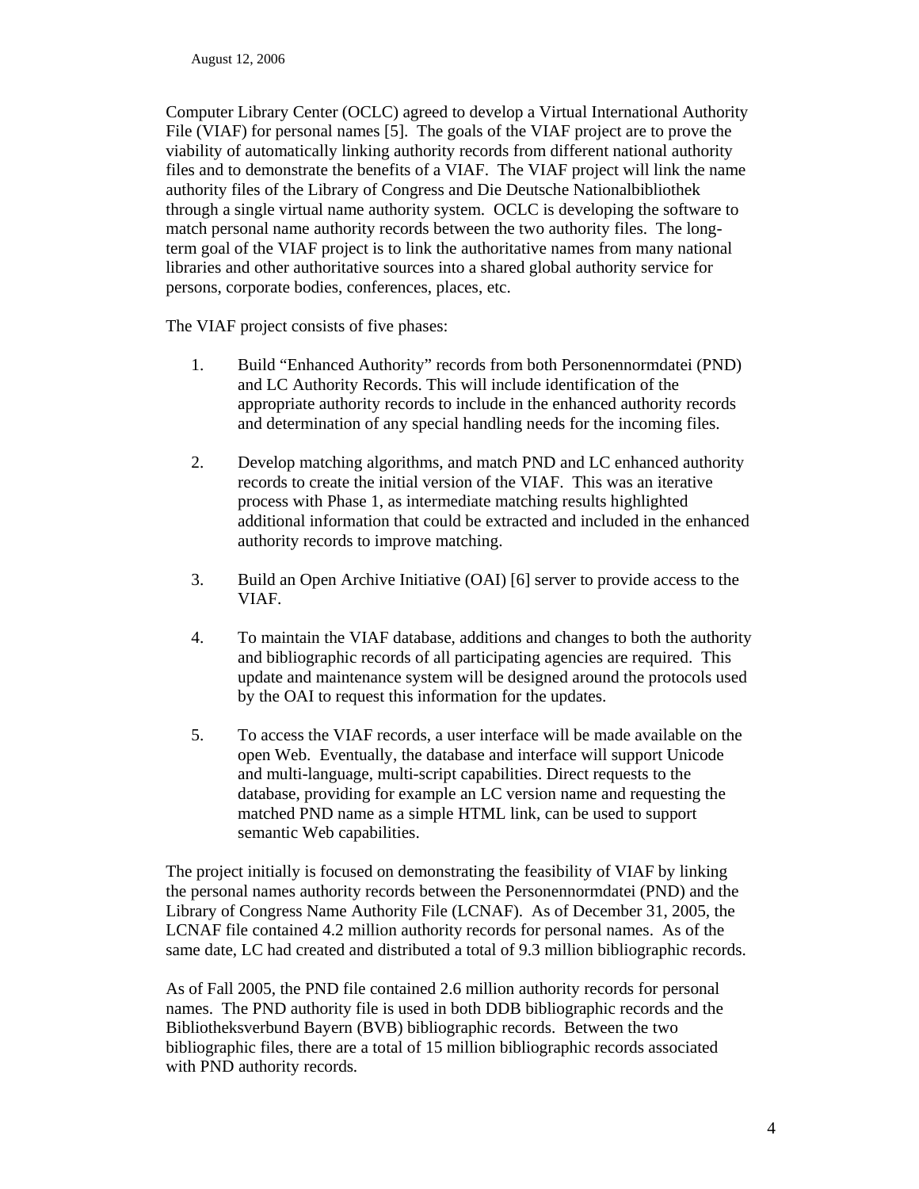Computer Library Center (OCLC) agreed to develop a Virtual International Authority File (VIAF) for personal names [5]. The goals of the VIAF project are to prove the viability of automatically linking authority records from different national authority files and to demonstrate the benefits of a VIAF. The VIAF project will link the name authority files of the Library of Congress and Die Deutsche Nationalbibliothek through a single virtual name authority system. OCLC is developing the software to match personal name authority records between the two authority files. The long-term goal of the VIAF project is to link the authoritative names from many national libraries and other authoritative sources into a shared global authority service for persons, corporate bodies, conferences, places, etc.

The VIAF project consists of five phases:

1. Build "Enhanced Authority" records from both Personennormdatei (PND) and LC Authority Records. This will include identification of the appropriate authority records to include in the enhanced authority records and determination of any special handling needs for the incoming files.

2. Develop matching algorithms, and match PND and LC enhanced authority records to create the initial version of the VIAF. This was an iterative process with Phase 1, as intermediate matching results highlighted additional information that could be extracted and included in the enhanced authority records to improve matching.

3. Build an Open Archive Initiative (OAI) [6] server to provide access to the VIAF.

4. To maintain the VIAF database, additions and changes to both the authority and bibliographic records of all participating agencies are required. This update and maintenance system will be designed around the protocols used by the OAI to request this information for the updates.

5. To access the VIAF records, a user interface will be made available on the open Web. Eventually, the database and interface will support Unicode and multi-language, multi-script capabilities. Direct requests to the database, providing for example an LC version name and requesting the matched PND name as a simple HTML link, can be used to support semantic Web capabilities.

The project initially is focused on demonstrating the feasibility of VIAF by linking the personal names authority records between the Personennormdatei (PND) and the Library of Congress Name Authority File (LCNAF). As of December 31, 2005, the LCNAF file contained 4.2 million authority records for personal names. As of the same date, LC had created and distributed a total of 9.3 million bibliographic records.

As of Fall 2005, the PND file contained 2.6 million authority records for personal names. The PND authority file is used in both DDB bibliographic records and the Bibliotheksverbund Bayern (BVB) bibliographic records. Between the two bibliographic files, there are a total of 15 million bibliographic records associated with PND authority records.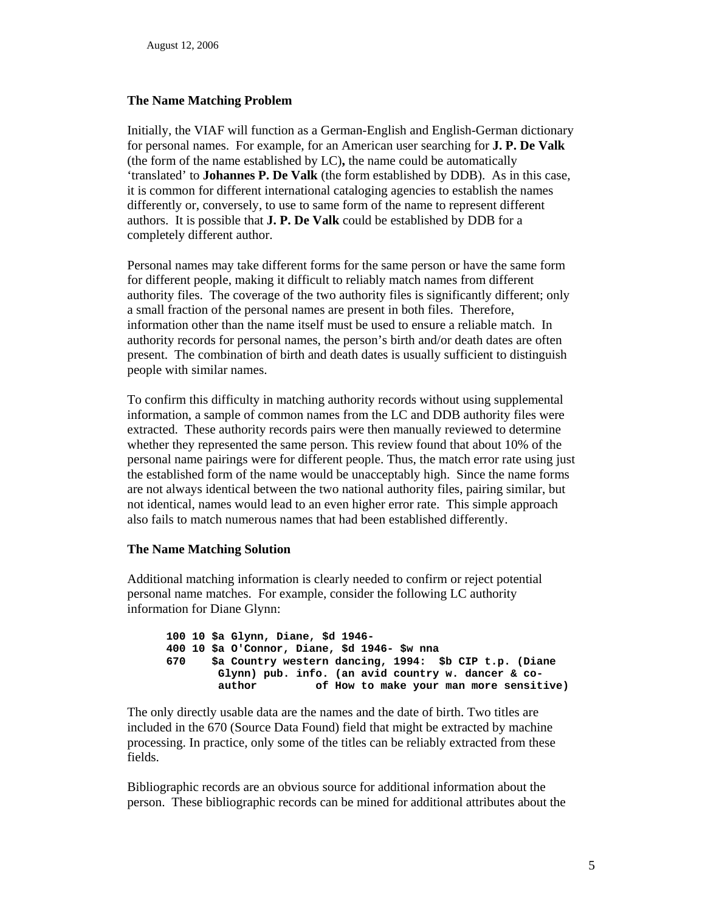## The Name Matching Problem

Initially, the VIAF will function as a German-English and English-German dictionary for personal names. For example, for an American user searching for **J. P. De Valk** (the form of the name established by LC)**,** the name could be automatically 'translated' to **Johannes P. De Valk** (the form established by DDB). As in this case, it is common for different international cataloging agencies to establish the names differently or, conversely, to use to same form of the name to represent different authors. It is possible that **J. P. De Valk** could be established by DDB for a completely different author.

Personal names may take different forms for the same person or have the same form for different people, making it difficult to reliably match names from different authority files. The coverage of the two authority files is significantly different; only a small fraction of the personal names are present in both files. Therefore, information other than the name itself must be used to ensure a reliable match. In authority records for personal names, the person's birth and/or death dates are often present. The combination of birth and death dates is usually sufficient to distinguish people with similar names.

To confirm this difficulty in matching authority records without using supplemental information, a sample of common names from the LC and DDB authority files were extracted. These authority records pairs were then manually reviewed to determine whether they represented the same person. This review found that about 10% of the personal name pairings were for different people. Thus, the match error rate using just the established form of the name would be unacceptably high. Since the name forms are not always identical between the two national authority files, pairing similar, but not identical, names would lead to an even higher error rate. This simple approach also fails to match numerous names that had been established differently.

## The Name Matching Solution

Additional matching information is clearly needed to confirm or reject potential personal name matches. For example, consider the following LC authority information for Diane Glynn:

```
100 10 $a Glynn, Diane, $d 1946-
400 10 $a O'Connor, Diane, $d 1946- $w nna
670    $a Country western dancing, 1994:  $b CIP t.p. (Diane
        Glynn) pub. info. (an avid country w. dancer & co-
        author          of How to make your man more sensitive)
```

The only directly usable data are the names and the date of birth. Two titles are included in the 670 (Source Data Found) field that might be extracted by machine processing. In practice, only some of the titles can be reliably extracted from these fields.

Bibliographic records are an obvious source for additional information about the person. These bibliographic records can be mined for additional attributes about the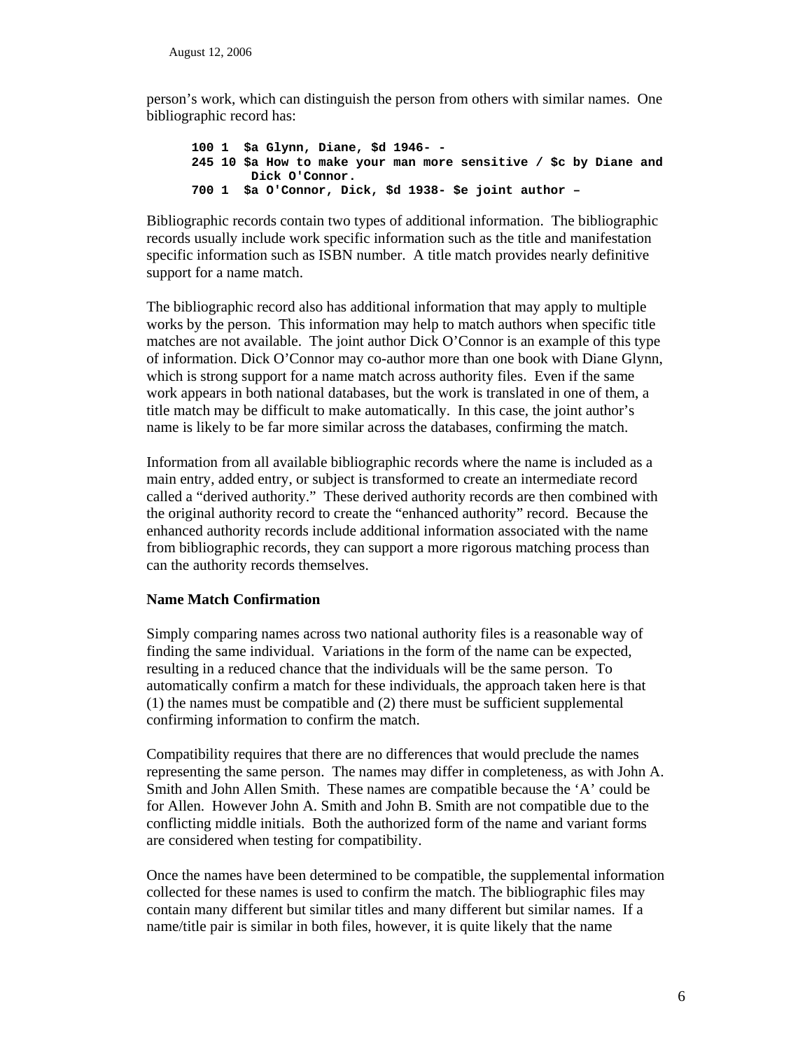person's work, which can distinguish the person from others with similar names. One bibliographic record has:

```
100 1  $a Glynn, Diane, $d 1946- -
245 10 $a How to make your man more sensitive / $c by Diane and
          Dick O'Connor.
700 1  $a O'Connor, Dick, $d 1938- $e joint author –
```

Bibliographic records contain two types of additional information. The bibliographic records usually include work specific information such as the title and manifestation specific information such as ISBN number. A title match provides nearly definitive support for a name match.

The bibliographic record also has additional information that may apply to multiple works by the person. This information may help to match authors when specific title matches are not available. The joint author Dick O'Connor is an example of this type of information. Dick O'Connor may co-author more than one book with Diane Glynn, which is strong support for a name match across authority files. Even if the same work appears in both national databases, but the work is translated in one of them, a title match may be difficult to make automatically. In this case, the joint author's name is likely to be far more similar across the databases, confirming the match.

Information from all available bibliographic records where the name is included as a main entry, added entry, or subject is transformed to create an intermediate record called a "derived authority." These derived authority records are then combined with the original authority record to create the "enhanced authority" record. Because the enhanced authority records include additional information associated with the name from bibliographic records, they can support a more rigorous matching process than can the authority records themselves.

**Name Match Confirmation**

Simply comparing names across two national authority files is a reasonable way of finding the same individual. Variations in the form of the name can be expected, resulting in a reduced chance that the individuals will be the same person. To automatically confirm a match for these individuals, the approach taken here is that (1) the names must be compatible and (2) there must be sufficient supplemental confirming information to confirm the match.

Compatibility requires that there are no differences that would preclude the names representing the same person. The names may differ in completeness, as with John A. Smith and John Allen Smith. These names are compatible because the 'A' could be for Allen. However John A. Smith and John B. Smith are not compatible due to the conflicting middle initials. Both the authorized form of the name and variant forms are considered when testing for compatibility.

Once the names have been determined to be compatible, the supplemental information collected for these names is used to confirm the match. The bibliographic files may contain many different but similar titles and many different but similar names. If a name/title pair is similar in both files, however, it is quite likely that the name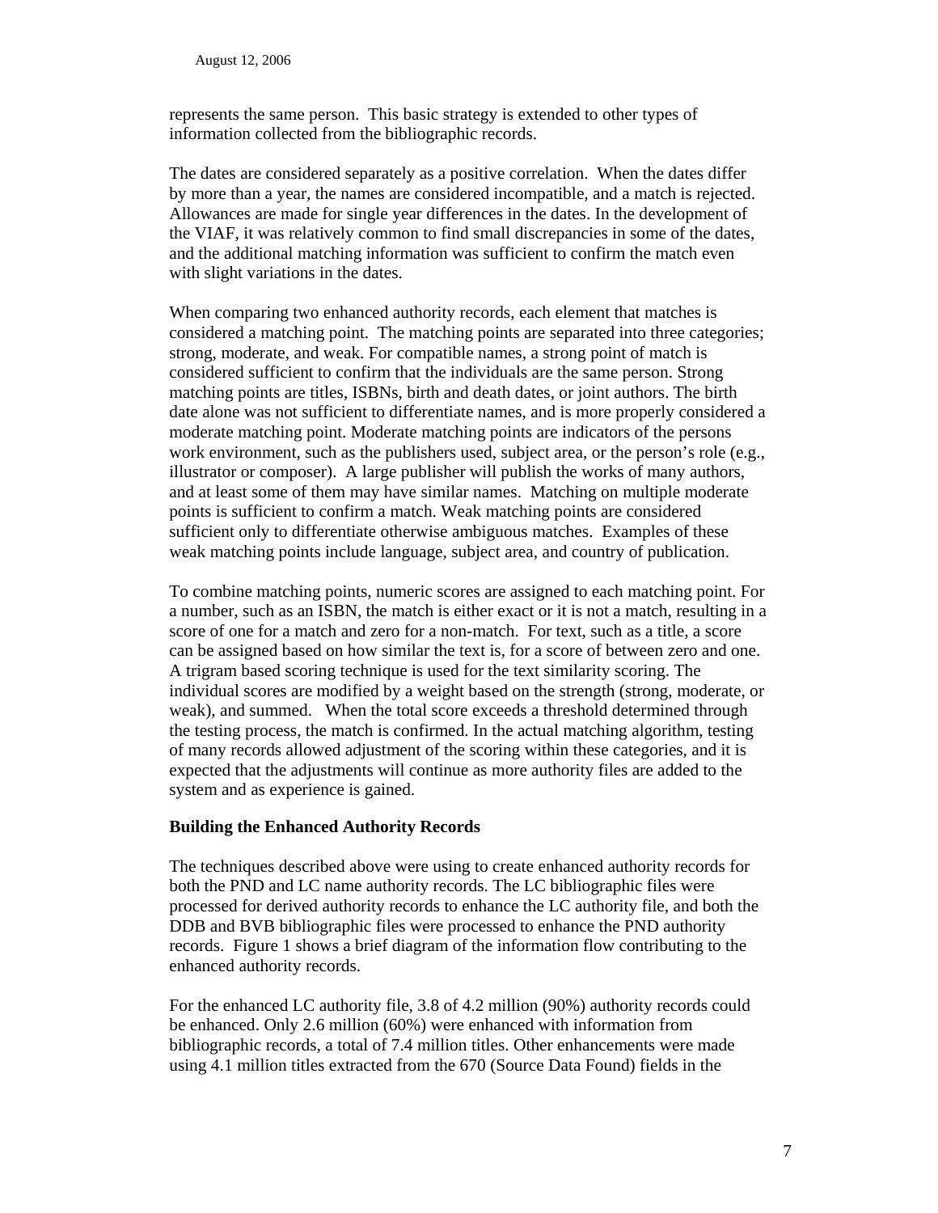represents the same person. This basic strategy is extended to other types of information collected from the bibliographic records.

The dates are considered separately as a positive correlation. When the dates differ by more than a year, the names are considered incompatible, and a match is rejected. Allowances are made for single year differences in the dates. In the development of the VIAF, it was relatively common to find small discrepancies in some of the dates, and the additional matching information was sufficient to confirm the match even with slight variations in the dates.

When comparing two enhanced authority records, each element that matches is considered a matching point. The matching points are separated into three categories; strong, moderate, and weak. For compatible names, a strong point of match is considered sufficient to confirm that the individuals are the same person. Strong matching points are titles, ISBNs, birth and death dates, or joint authors. The birth date alone was not sufficient to differentiate names, and is more properly considered a moderate matching point. Moderate matching points are indicators of the persons work environment, such as the publishers used, subject area, or the person's role (e.g., illustrator or composer). A large publisher will publish the works of many authors, and at least some of them may have similar names. Matching on multiple moderate points is sufficient to confirm a match. Weak matching points are considered sufficient only to differentiate otherwise ambiguous matches. Examples of these weak matching points include language, subject area, and country of publication.

To combine matching points, numeric scores are assigned to each matching point. For a number, such as an ISBN, the match is either exact or it is not a match, resulting in a score of one for a match and zero for a non-match. For text, such as a title, a score can be assigned based on how similar the text is, for a score of between zero and one. A trigram based scoring technique is used for the text similarity scoring. The individual scores are modified by a weight based on the strength (strong, moderate, or weak), and summed. When the total score exceeds a threshold determined through the testing process, the match is confirmed. In the actual matching algorithm, testing of many records allowed adjustment of the scoring within these categories, and it is expected that the adjustments will continue as more authority files are added to the system and as experience is gained.

**Building the Enhanced Authority Records**

The techniques described above were using to create enhanced authority records for both the PND and LC name authority records. The LC bibliographic files were processed for derived authority records to enhance the LC authority file, and both the DDB and BVB bibliographic files were processed to enhance the PND authority records. Figure 1 shows a brief diagram of the information flow contributing to the enhanced authority records.

For the enhanced LC authority file, 3.8 of 4.2 million (90%) authority records could be enhanced. Only 2.6 million (60%) were enhanced with information from bibliographic records, a total of 7.4 million titles. Other enhancements were made using 4.1 million titles extracted from the 670 (Source Data Found) fields in the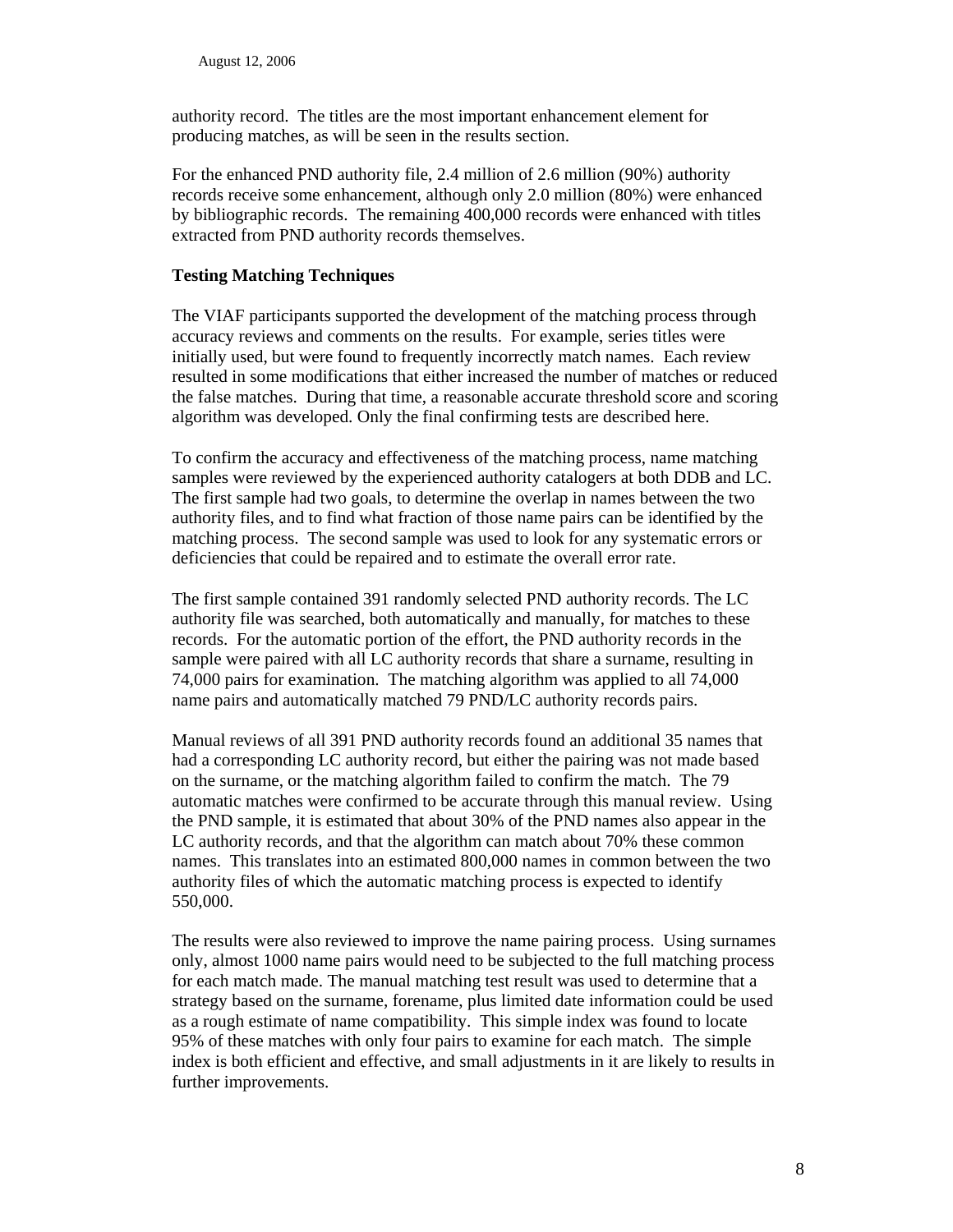authority record. The titles are the most important enhancement element for producing matches, as will be seen in the results section.

For the enhanced PND authority file, 2.4 million of 2.6 million (90%) authority records receive some enhancement, although only 2.0 million (80%) were enhanced by bibliographic records. The remaining 400,000 records were enhanced with titles extracted from PND authority records themselves.

**Testing Matching Techniques**

The VIAF participants supported the development of the matching process through accuracy reviews and comments on the results. For example, series titles were initially used, but were found to frequently incorrectly match names. Each review resulted in some modifications that either increased the number of matches or reduced the false matches. During that time, a reasonable accurate threshold score and scoring algorithm was developed. Only the final confirming tests are described here.

To confirm the accuracy and effectiveness of the matching process, name matching samples were reviewed by the experienced authority catalogers at both DDB and LC. The first sample had two goals, to determine the overlap in names between the two authority files, and to find what fraction of those name pairs can be identified by the matching process. The second sample was used to look for any systematic errors or deficiencies that could be repaired and to estimate the overall error rate.

The first sample contained 391 randomly selected PND authority records. The LC authority file was searched, both automatically and manually, for matches to these records. For the automatic portion of the effort, the PND authority records in the sample were paired with all LC authority records that share a surname, resulting in 74,000 pairs for examination. The matching algorithm was applied to all 74,000 name pairs and automatically matched 79 PND/LC authority records pairs.

Manual reviews of all 391 PND authority records found an additional 35 names that had a corresponding LC authority record, but either the pairing was not made based on the surname, or the matching algorithm failed to confirm the match. The 79 automatic matches were confirmed to be accurate through this manual review. Using the PND sample, it is estimated that about 30% of the PND names also appear in the LC authority records, and that the algorithm can match about 70% these common names. This translates into an estimated 800,000 names in common between the two authority files of which the automatic matching process is expected to identify 550,000.

The results were also reviewed to improve the name pairing process. Using surnames only, almost 1000 name pairs would need to be subjected to the full matching process for each match made. The manual matching test result was used to determine that a strategy based on the surname, forename, plus limited date information could be used as a rough estimate of name compatibility. This simple index was found to locate 95% of these matches with only four pairs to examine for each match. The simple index is both efficient and effective, and small adjustments in it are likely to results in further improvements.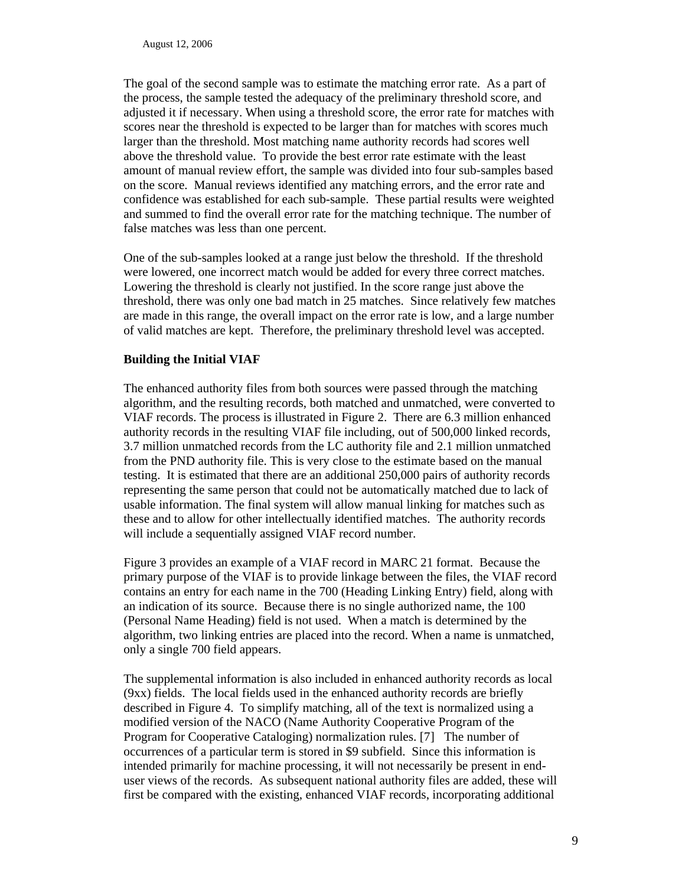The goal of the second sample was to estimate the matching error rate. As a part of the process, the sample tested the adequacy of the preliminary threshold score, and adjusted it if necessary. When using a threshold score, the error rate for matches with scores near the threshold is expected to be larger than for matches with scores much larger than the threshold. Most matching name authority records had scores well above the threshold value. To provide the best error rate estimate with the least amount of manual review effort, the sample was divided into four sub-samples based on the score. Manual reviews identified any matching errors, and the error rate and confidence was established for each sub-sample. These partial results were weighted and summed to find the overall error rate for the matching technique. The number of false matches was less than one percent.

One of the sub-samples looked at a range just below the threshold. If the threshold were lowered, one incorrect match would be added for every three correct matches. Lowering the threshold is clearly not justified. In the score range just above the threshold, there was only one bad match in 25 matches. Since relatively few matches are made in this range, the overall impact on the error rate is low, and a large number of valid matches are kept. Therefore, the preliminary threshold level was accepted.

**Building the Initial VIAF**

The enhanced authority files from both sources were passed through the matching algorithm, and the resulting records, both matched and unmatched, were converted to VIAF records. The process is illustrated in Figure 2. There are 6.3 million enhanced authority records in the resulting VIAF file including, out of 500,000 linked records, 3.7 million unmatched records from the LC authority file and 2.1 million unmatched from the PND authority file. This is very close to the estimate based on the manual testing. It is estimated that there are an additional 250,000 pairs of authority records representing the same person that could not be automatically matched due to lack of usable information. The final system will allow manual linking for matches such as these and to allow for other intellectually identified matches. The authority records will include a sequentially assigned VIAF record number.

Figure 3 provides an example of a VIAF record in MARC 21 format. Because the primary purpose of the VIAF is to provide linkage between the files, the VIAF record contains an entry for each name in the 700 (Heading Linking Entry) field, along with an indication of its source. Because there is no single authorized name, the 100 (Personal Name Heading) field is not used. When a match is determined by the algorithm, two linking entries are placed into the record. When a name is unmatched, only a single 700 field appears.

The supplemental information is also included in enhanced authority records as local (9xx) fields. The local fields used in the enhanced authority records are briefly described in Figure 4. To simplify matching, all of the text is normalized using a modified version of the NACO (Name Authority Cooperative Program of the Program for Cooperative Cataloging) normalization rules. [7] The number of occurrences of a particular term is stored in $9 subfield. Since this information is intended primarily for machine processing, it will not necessarily be present in end-user views of the records. As subsequent national authority files are added, these will first be compared with the existing, enhanced VIAF records, incorporating additional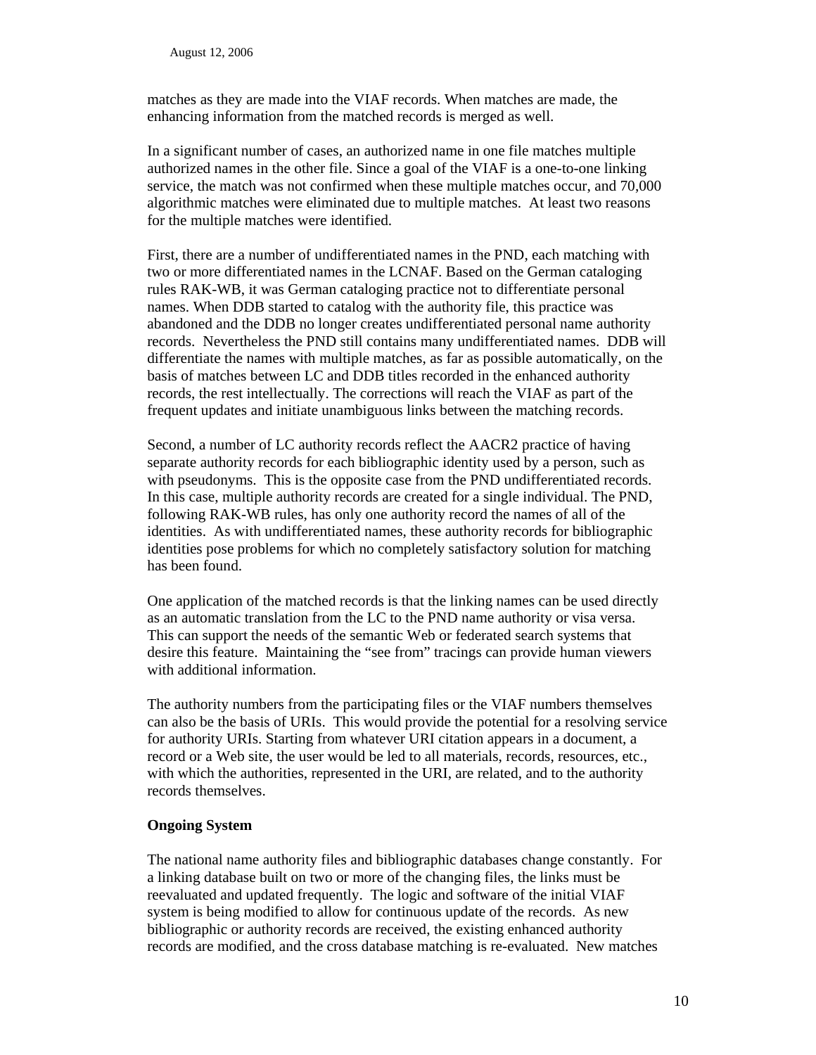matches as they are made into the VIAF records. When matches are made, the enhancing information from the matched records is merged as well.

In a significant number of cases, an authorized name in one file matches multiple authorized names in the other file. Since a goal of the VIAF is a one-to-one linking service, the match was not confirmed when these multiple matches occur, and 70,000 algorithmic matches were eliminated due to multiple matches. At least two reasons for the multiple matches were identified.

First, there are a number of undifferentiated names in the PND, each matching with two or more differentiated names in the LCNAF. Based on the German cataloging rules RAK-WB, it was German cataloging practice not to differentiate personal names. When DDB started to catalog with the authority file, this practice was abandoned and the DDB no longer creates undifferentiated personal name authority records. Nevertheless the PND still contains many undifferentiated names. DDB will differentiate the names with multiple matches, as far as possible automatically, on the basis of matches between LC and DDB titles recorded in the enhanced authority records, the rest intellectually. The corrections will reach the VIAF as part of the frequent updates and initiate unambiguous links between the matching records.

Second, a number of LC authority records reflect the AACR2 practice of having separate authority records for each bibliographic identity used by a person, such as with pseudonyms. This is the opposite case from the PND undifferentiated records. In this case, multiple authority records are created for a single individual. The PND, following RAK-WB rules, has only one authority record the names of all of the identities. As with undifferentiated names, these authority records for bibliographic identities pose problems for which no completely satisfactory solution for matching has been found.

One application of the matched records is that the linking names can be used directly as an automatic translation from the LC to the PND name authority or visa versa. This can support the needs of the semantic Web or federated search systems that desire this feature. Maintaining the "see from" tracings can provide human viewers with additional information.

The authority numbers from the participating files or the VIAF numbers themselves can also be the basis of URIs. This would provide the potential for a resolving service for authority URIs. Starting from whatever URI citation appears in a document, a record or a Web site, the user would be led to all materials, records, resources, etc., with which the authorities, represented in the URI, are related, and to the authority records themselves.

**Ongoing System**

The national name authority files and bibliographic databases change constantly. For a linking database built on two or more of the changing files, the links must be reevaluated and updated frequently. The logic and software of the initial VIAF system is being modified to allow for continuous update of the records. As new bibliographic or authority records are received, the existing enhanced authority records are modified, and the cross database matching is re-evaluated. New matches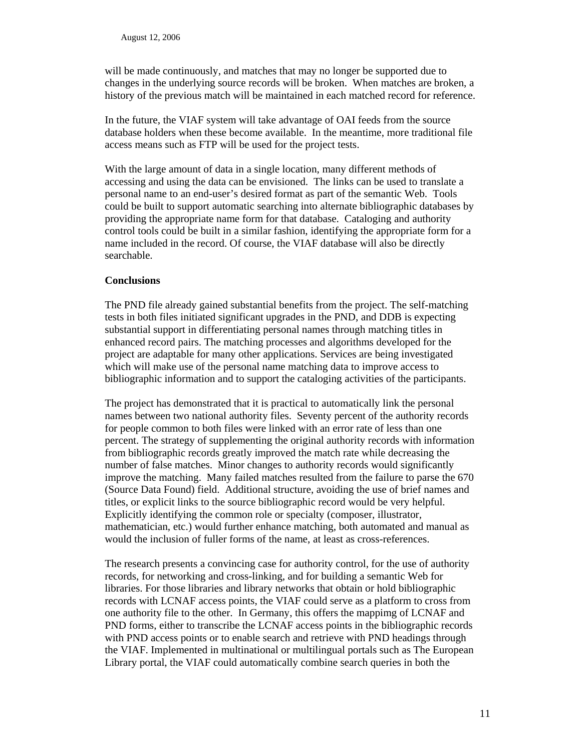will be made continuously, and matches that may no longer be supported due to changes in the underlying source records will be broken. When matches are broken, a history of the previous match will be maintained in each matched record for reference.

In the future, the VIAF system will take advantage of OAI feeds from the source database holders when these become available. In the meantime, more traditional file access means such as FTP will be used for the project tests.

With the large amount of data in a single location, many different methods of accessing and using the data can be envisioned. The links can be used to translate a personal name to an end-user's desired format as part of the semantic Web. Tools could be built to support automatic searching into alternate bibliographic databases by providing the appropriate name form for that database. Cataloging and authority control tools could be built in a similar fashion, identifying the appropriate form for a name included in the record. Of course, the VIAF database will also be directly searchable.

**Conclusions**

The PND file already gained substantial benefits from the project. The self-matching tests in both files initiated significant upgrades in the PND, and DDB is expecting substantial support in differentiating personal names through matching titles in enhanced record pairs. The matching processes and algorithms developed for the project are adaptable for many other applications. Services are being investigated which will make use of the personal name matching data to improve access to bibliographic information and to support the cataloging activities of the participants.

The project has demonstrated that it is practical to automatically link the personal names between two national authority files. Seventy percent of the authority records for people common to both files were linked with an error rate of less than one percent. The strategy of supplementing the original authority records with information from bibliographic records greatly improved the match rate while decreasing the number of false matches. Minor changes to authority records would significantly improve the matching. Many failed matches resulted from the failure to parse the 670 (Source Data Found) field. Additional structure, avoiding the use of brief names and titles, or explicit links to the source bibliographic record would be very helpful. Explicitly identifying the common role or specialty (composer, illustrator, mathematician, etc.) would further enhance matching, both automated and manual as would the inclusion of fuller forms of the name, at least as cross-references.

The research presents a convincing case for authority control, for the use of authority records, for networking and cross-linking, and for building a semantic Web for libraries. For those libraries and library networks that obtain or hold bibliographic records with LCNAF access points, the VIAF could serve as a platform to cross from one authority file to the other. In Germany, this offers the mappimg of LCNAF and PND forms, either to transcribe the LCNAF access points in the bibliographic records with PND access points or to enable search and retrieve with PND headings through the VIAF. Implemented in multinational or multilingual portals such as The European Library portal, the VIAF could automatically combine search queries in both the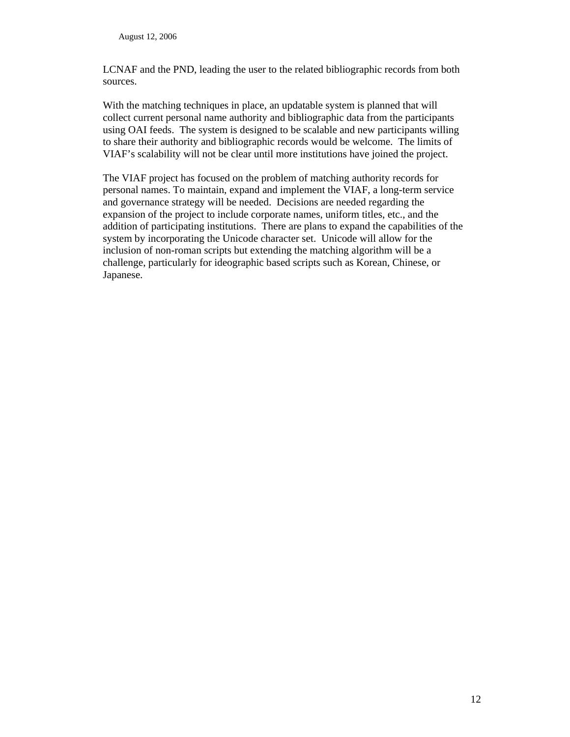LCNAF and the PND, leading the user to the related bibliographic records from both sources.

With the matching techniques in place, an updatable system is planned that will collect current personal name authority and bibliographic data from the participants using OAI feeds. The system is designed to be scalable and new participants willing to share their authority and bibliographic records would be welcome. The limits of VIAF's scalability will not be clear until more institutions have joined the project.

The VIAF project has focused on the problem of matching authority records for personal names. To maintain, expand and implement the VIAF, a long-term service and governance strategy will be needed. Decisions are needed regarding the expansion of the project to include corporate names, uniform titles, etc., and the addition of participating institutions. There are plans to expand the capabilities of the system by incorporating the Unicode character set. Unicode will allow for the inclusion of non-roman scripts but extending the matching algorithm will be a challenge, particularly for ideographic based scripts such as Korean, Chinese, or Japanese.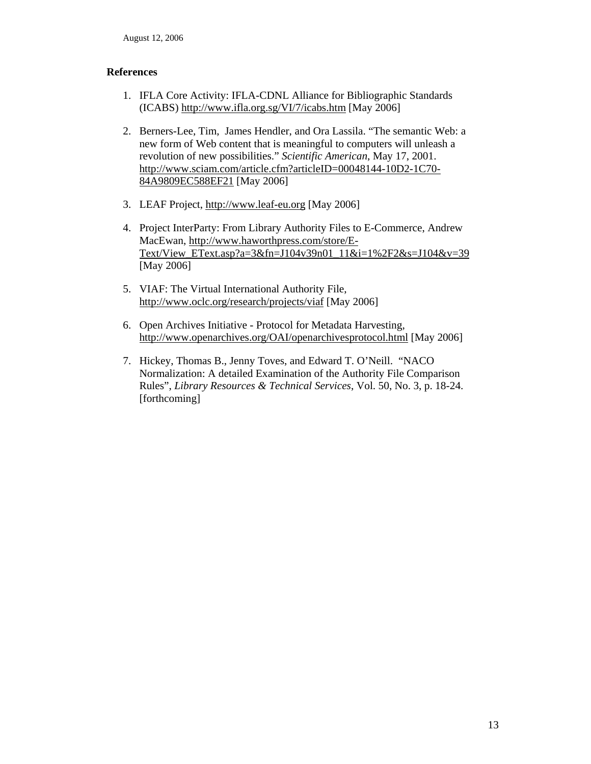## References

1. IFLA Core Activity: IFLA-CDNL Alliance for Bibliographic Standards (ICABS) http://www.ifla.org.sg/VI/7/icabs.htm [May 2006]

2. Berners-Lee, Tim, James Hendler, and Ora Lassila. "The semantic Web: a new form of Web content that is meaningful to computers will unleash a revolution of new possibilities." *Scientific American*, May 17, 2001. http://www.sciam.com/article.cfm?articleID=00048144-10D2-1C70-84A9809EC588EF21 [May 2006]

3. LEAF Project, http://www.leaf-eu.org [May 2006]

4. Project InterParty: From Library Authority Files to E-Commerce, Andrew MacEwan, http://www.haworthpress.com/store/E-Text/View_EText.asp?a=3&fn=J104v39n01_11&i=1%2F2&s=J104&v=39 [May 2006]

5. VIAF: The Virtual International Authority File, http://www.oclc.org/research/projects/viaf [May 2006]

6. Open Archives Initiative - Protocol for Metadata Harvesting, http://www.openarchives.org/OAI/openarchivesprotocol.html [May 2006]

7. Hickey, Thomas B., Jenny Toves, and Edward T. O'Neill. "NACO Normalization: A detailed Examination of the Authority File Comparison Rules", *Library Resources & Technical Services*, Vol. 50, No. 3, p. 18-24. [forthcoming]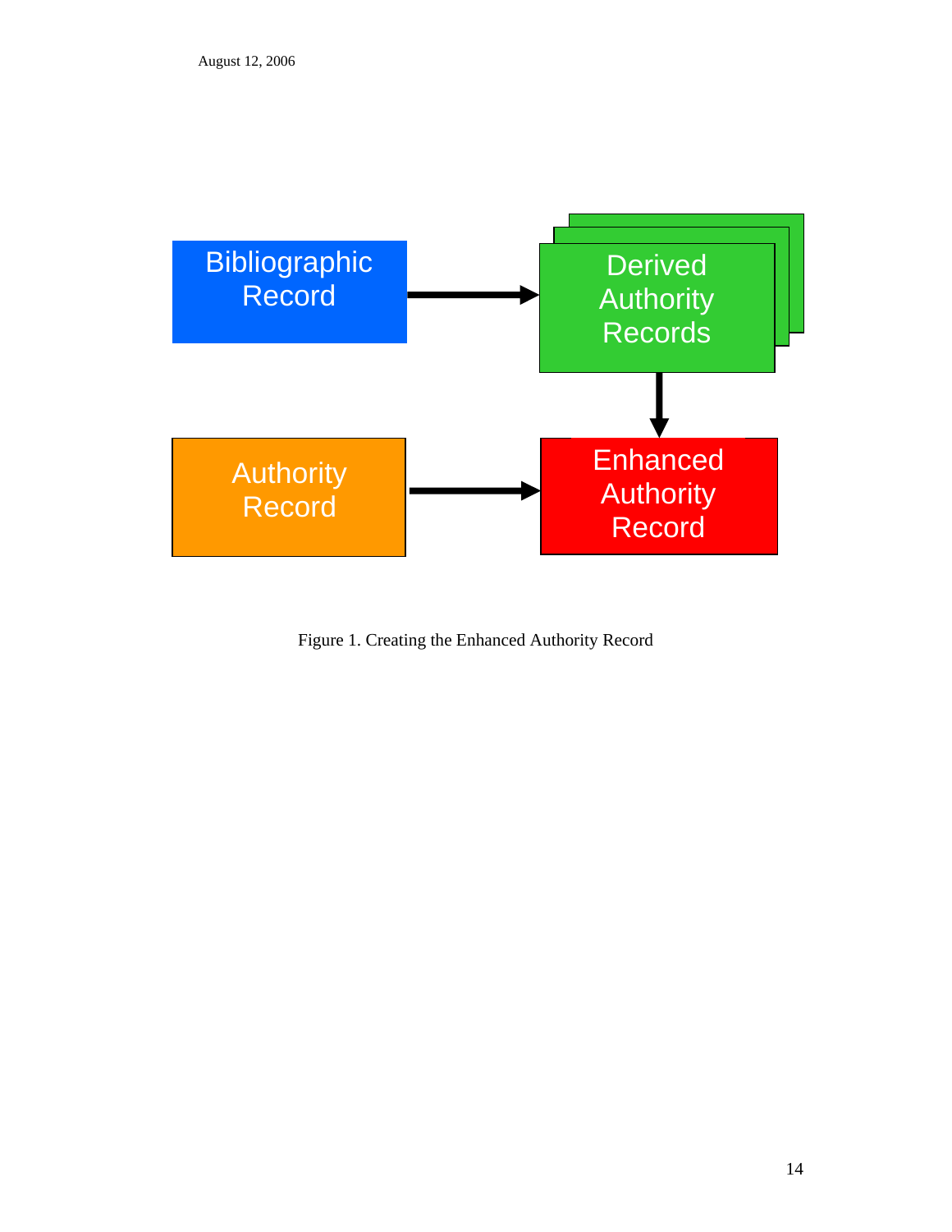Figure 1. Creating the Enhanced Authority Record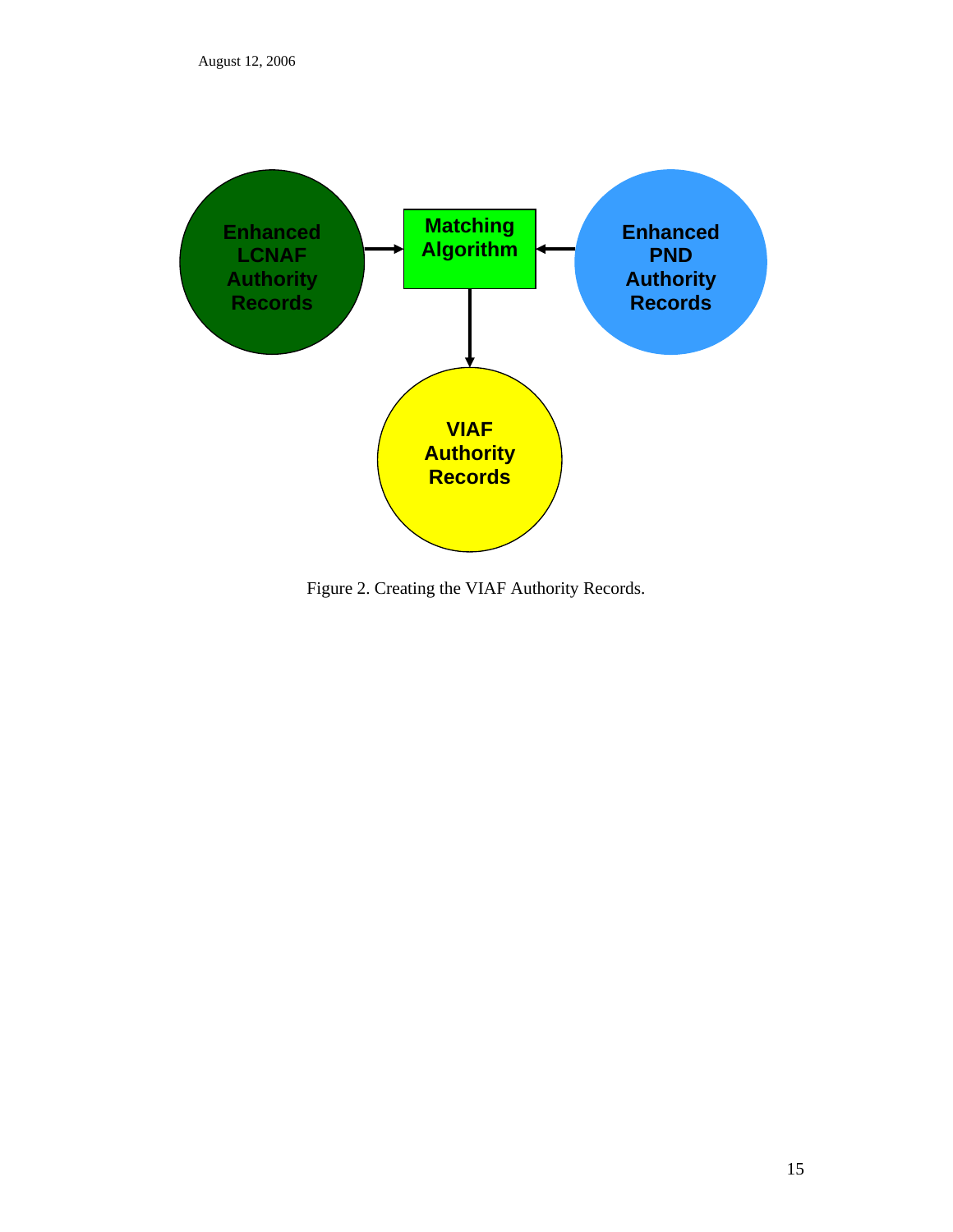Enhanced LCNAF Authority Records → Matching Algorithm ← Enhanced PND Authority Records

Matching Algorithm → VIAF Authority Records

Figure 2. Creating the VIAF Authority Records.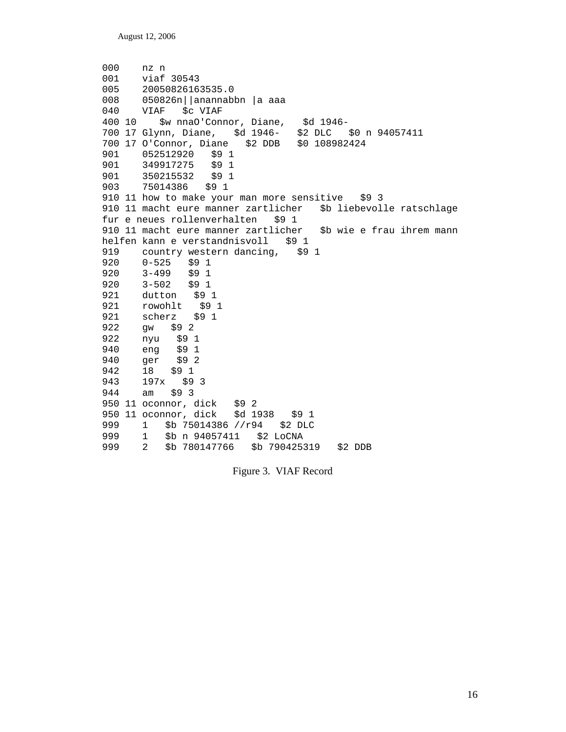```
000    nz n
001    viaf 30543
005    20050826163535.0
008    050826n||anannabbn |a aaa
040    VIAF   $c VIAF
400 10    $w nnaO'Connor, Diane,   $d 1946-
700 17 Glynn, Diane,   $d 1946-   $2 DLC   $0 n 94057411
700 17 O'Connor, Diane   $2 DDB   $0 108982424
901    052512920   $9 1
901    349917275   $9 1
901    350215532   $9 1
903    75014386   $9 1
910 11 how to make your man more sensitive   $9 3
910 11 macht eure manner zartlicher   $b liebevolle ratschlage
fur e neues rollenverhalten   $9 1
910 11 macht eure manner zartlicher   $b wie e frau ihrem mann
helfen kann e verstandnisvoll   $9 1
919    country western dancing,   $9 1
920    0-525   $9 1
920    3-499   $9 1
920    3-502   $9 1
921    dutton   $9 1
921    rowohlt   $9 1
921    scherz   $9 1
922    gw   $9 2
922    nyu   $9 1
940    eng   $9 1
940    ger   $9 2
942    18   $9 1
943    197x   $9 3
944    am   $9 3
950 11 oconnor, dick   $9 2
950 11 oconnor, dick   $d 1938   $9 1
999    1   $b 75014386 //r94   $2 DLC
999    1   $b n 94057411   $2 LoCNA
999    2   $b 780147766   $b 790425319   $2 DDB
```

Figure 3. VIAF Record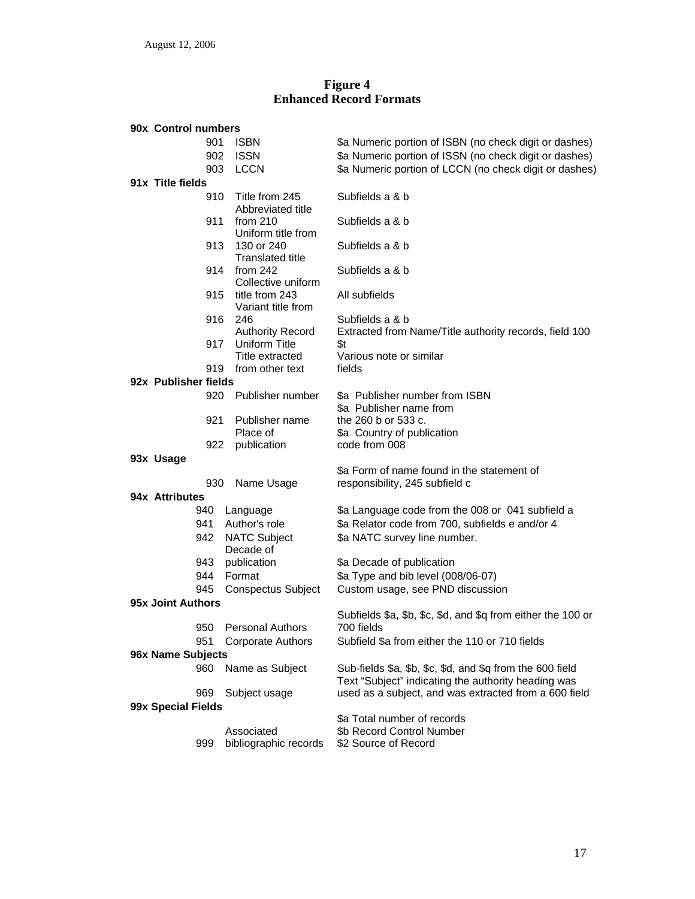# Figure 4
## Enhanced Record Formats

| | | |
|---|---|---|
| **90x Control numbers** | | |
| 901 | ISBN | $a Numeric portion of ISBN (no check digit or dashes) |
| 902 | ISSN | $a Numeric portion of ISSN (no check digit or dashes) |
| 903 | LCCN | $a Numeric portion of LCCN (no check digit or dashes) |
| **91x Title fields** | | |
| 910 | Title from 245 | Subfields a & b |
| 911 | Abbreviated title from 210 | Subfields a & b |
| 913 | Uniform title from 130 or 240 | Subfields a & b |
| 914 | Translated title from 242 | Subfields a & b |
| 915 | Collective uniform title from 243 | All subfields |
| 916 | Variant title from 246 | Subfields a & b |
| 917 | Authority Record Uniform Title | Extracted from Name/Title authority records, field 100 $t |
| 919 | Title extracted from other text | Various note or similar fields |
| **92x Publisher fields** | | |
| 920 | Publisher number | $a Publisher number from ISBN |
| 921 | Publisher name | $a Publisher name from the 260 b or 533 c. |
| 922 | Place of publication | $a Country of publication code from 008 |
| **93x Usage** | | |
| 930 | Name Usage | $a Form of name found in the statement of responsibility, 245 subfield c |
| **94x Attributes** | | |
| 940 | Language | $a Language code from the 008 or 041 subfield a |
| 941 | Author's role | $a Relator code from 700, subfields e and/or 4 |
| 942 | NATC Subject | $a NATC survey line number. |
| 943 | Decade of publication | $a Decade of publication |
| 944 | Format | $a Type and bib level (008/06-07) |
| 945 | Conspectus Subject | Custom usage, see PND discussion |
| **95x Joint Authors** | | |
| 950 | Personal Authors | Subfields $a, $b, $c, $d, and $q from either the 100 or 700 fields |
| 951 | Corporate Authors | Subfield $a from either the 110 or 710 fields |
| **96x Name Subjects** | | |
| 960 | Name as Subject | Sub-fields $a, $b, $c, $d, and $q from the 600 field |
| 969 | Subject usage | Text "Subject" indicating the authority heading was used as a subject, and was extracted from a 600 field |
| **99x Special Fields** | | |
| 999 | Associated bibliographic records | $a Total number of records<br>$b Record Control Number<br>$2 Source of Record |